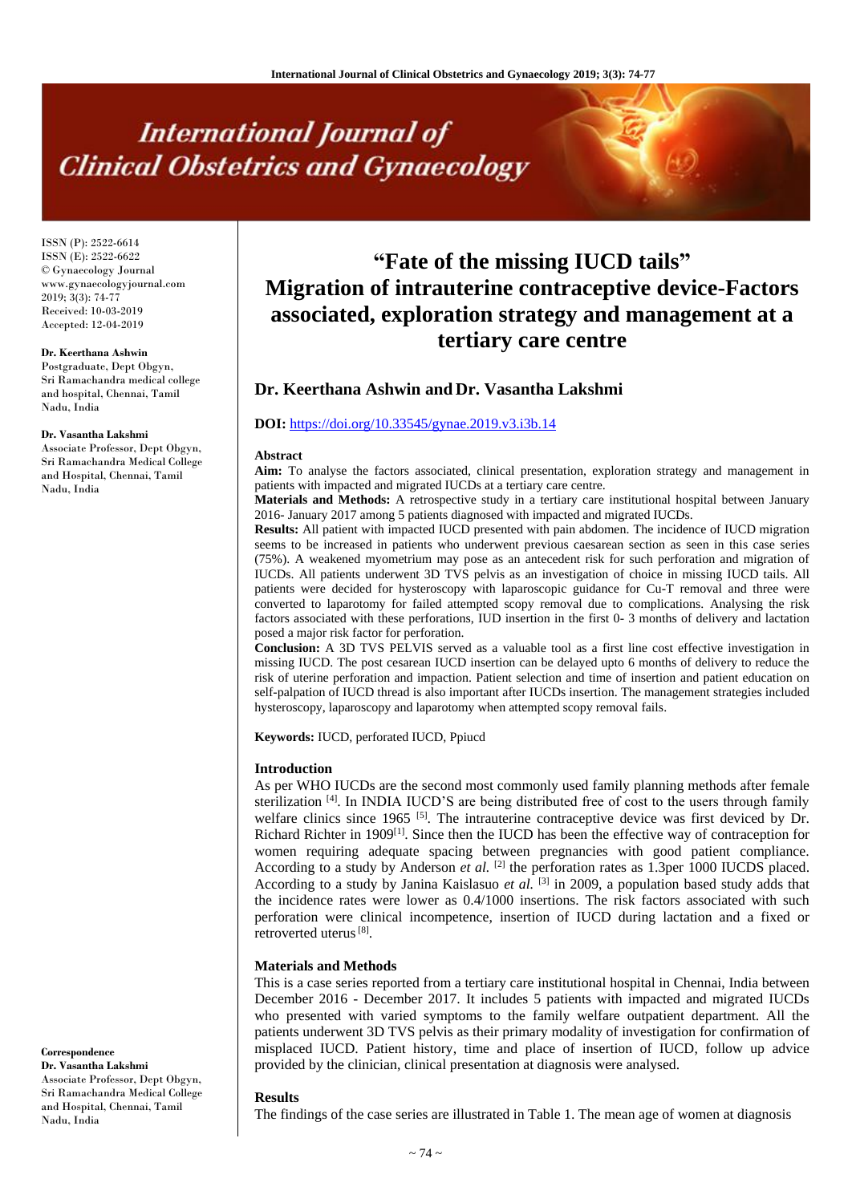# International Journal of Clinical Obstetrics and Gynaecology

ISSN (P): 2522-6614
ISSN (E): 2522-6622
© Gynaecology Journal
www.gynaecologyjournal.com
2019; 3(3): 74-77
Received: 10-03-2019
Accepted: 12-04-2019

**Dr. Keerthana Ashwin**
Postgraduate, Dept Obgyn, Sri Ramachandra medical college and hospital, Chennai, Tamil Nadu, India

**Dr. Vasantha Lakshmi**
Associate Professor, Dept Obgyn, Sri Ramachandra Medical College and Hospital, Chennai, Tamil Nadu, India

**Correspondence**
**Dr. Vasantha Lakshmi**
Associate Professor, Dept Obgyn, Sri Ramachandra Medical College and Hospital, Chennai, Tamil Nadu, India

# "Fate of the missing IUCD tails" Migration of intrauterine contraceptive device-Factors associated, exploration strategy and management at a tertiary care centre

## Dr. Keerthana Ashwin and Dr. Vasantha Lakshmi

**DOI:** https://doi.org/10.33545/gynae.2019.v3.i3b.14

### Abstract

**Aim:** To analyse the factors associated, clinical presentation, exploration strategy and management in patients with impacted and migrated IUCDs at a tertiary care centre.

**Materials and Methods:** A retrospective study in a tertiary care institutional hospital between January 2016- January 2017 among 5 patients diagnosed with impacted and migrated IUCDs.

**Results:** All patient with impacted IUCD presented with pain abdomen. The incidence of IUCD migration seems to be increased in patients who underwent previous caesarean section as seen in this case series (75%). A weakened myometrium may pose as an antecedent risk for such perforation and migration of IUCDs. All patients underwent 3D TVS pelvis as an investigation of choice in missing IUCD tails. All patients were decided for hysteroscopy with laparoscopic guidance for Cu-T removal and three were converted to laparotomy for failed attempted scopy removal due to complications. Analysing the risk factors associated with these perforations, IUD insertion in the first 0- 3 months of delivery and lactation posed a major risk factor for perforation.

**Conclusion:** A 3D TVS PELVIS served as a valuable tool as a first line cost effective investigation in missing IUCD. The post cesarean IUCD insertion can be delayed upto 6 months of delivery to reduce the risk of uterine perforation and impaction. Patient selection and time of insertion and patient education on self-palpation of IUCD thread is also important after IUCDs insertion. The management strategies included hysteroscopy, laparoscopy and laparotomy when attempted scopy removal fails.

**Keywords:** IUCD, perforated IUCD, Ppiucd

### Introduction

As per WHO IUCDs are the second most commonly used family planning methods after female sterilization [4]. In INDIA IUCD'S are being distributed free of cost to the users through family welfare clinics since 1965 [5]. The intrauterine contraceptive device was first deviced by Dr. Richard Richter in 1909[1]. Since then the IUCD has been the effective way of contraception for women requiring adequate spacing between pregnancies with good patient compliance. According to a study by Anderson *et al.* [2] the perforation rates as 1.3per 1000 IUCDS placed. According to a study by Janina Kaislasuo *et al.* [3] in 2009, a population based study adds that the incidence rates were lower as 0.4/1000 insertions. The risk factors associated with such perforation were clinical incompetence, insertion of IUCD during lactation and a fixed or retroverted uterus [8].

### Materials and Methods

This is a case series reported from a tertiary care institutional hospital in Chennai, India between December 2016 - December 2017. It includes 5 patients with impacted and migrated IUCDs who presented with varied symptoms to the family welfare outpatient department. All the patients underwent 3D TVS pelvis as their primary modality of investigation for confirmation of misplaced IUCD. Patient history, time and place of insertion of IUCD, follow up advice provided by the clinician, clinical presentation at diagnosis were analysed.

### Results

The findings of the case series are illustrated in Table 1. The mean age of women at diagnosis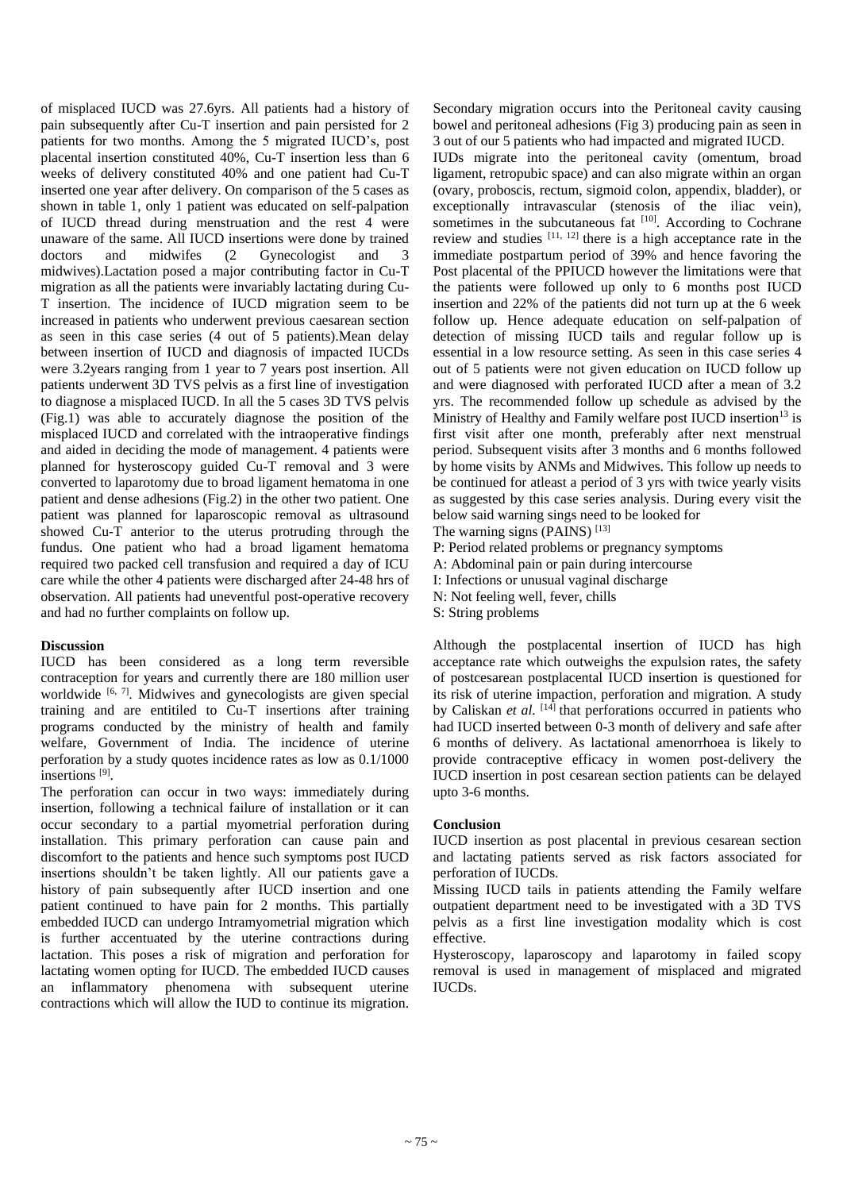of misplaced IUCD was 27.6yrs. All patients had a history of pain subsequently after Cu-T insertion and pain persisted for 2 patients for two months. Among the 5 migrated IUCD's, post placental insertion constituted 40%, Cu-T insertion less than 6 weeks of delivery constituted 40% and one patient had Cu-T inserted one year after delivery. On comparison of the 5 cases as shown in table 1, only 1 patient was educated on self-palpation of IUCD thread during menstruation and the rest 4 were unaware of the same. All IUCD insertions were done by trained doctors and midwifes (2 Gynecologist and 3 midwives).Lactation posed a major contributing factor in Cu-T migration as all the patients were invariably lactating during Cu-T insertion. The incidence of IUCD migration seem to be increased in patients who underwent previous caesarean section as seen in this case series (4 out of 5 patients).Mean delay between insertion of IUCD and diagnosis of impacted IUCDs were 3.2years ranging from 1 year to 7 years post insertion. All patients underwent 3D TVS pelvis as a first line of investigation to diagnose a misplaced IUCD. In all the 5 cases 3D TVS pelvis (Fig.1) was able to accurately diagnose the position of the misplaced IUCD and correlated with the intraoperative findings and aided in deciding the mode of management. 4 patients were planned for hysteroscopy guided Cu-T removal and 3 were converted to laparotomy due to broad ligament hematoma in one patient and dense adhesions (Fig.2) in the other two patient. One patient was planned for laparoscopic removal as ultrasound showed Cu-T anterior to the uterus protruding through the fundus. One patient who had a broad ligament hematoma required two packed cell transfusion and required a day of ICU care while the other 4 patients were discharged after 24-48 hrs of observation. All patients had uneventful post-operative recovery and had no further complaints on follow up.

## Discussion

IUCD has been considered as a long term reversible contraception for years and currently there are 180 million user worldwide [6, 7]. Midwives and gynecologists are given special training and are entitiled to Cu-T insertions after training programs conducted by the ministry of health and family welfare, Government of India. The incidence of uterine perforation by a study quotes incidence rates as low as 0.1/1000 insertions [9].

The perforation can occur in two ways: immediately during insertion, following a technical failure of installation or it can occur secondary to a partial myometrial perforation during installation. This primary perforation can cause pain and discomfort to the patients and hence such symptoms post IUCD insertions shouldn't be taken lightly. All our patients gave a history of pain subsequently after IUCD insertion and one patient continued to have pain for 2 months. This partially embedded IUCD can undergo Intramyometrial migration which is further accentuated by the uterine contractions during lactation. This poses a risk of migration and perforation for lactating women opting for IUCD. The embedded IUCD causes an inflammatory phenomena with subsequent uterine contractions which will allow the IUD to continue its migration. Secondary migration occurs into the Peritoneal cavity causing bowel and peritoneal adhesions (Fig 3) producing pain as seen in 3 out of our 5 patients who had impacted and migrated IUCD.

IUDs migrate into the peritoneal cavity (omentum, broad ligament, retropubic space) and can also migrate within an organ (ovary, proboscis, rectum, sigmoid colon, appendix, bladder), or exceptionally intravascular (stenosis of the iliac vein), sometimes in the subcutaneous fat [10]. According to Cochrane review and studies [11, 12] there is a high acceptance rate in the immediate postpartum period of 39% and hence favoring the Post placental of the PPIUCD however the limitations were that the patients were followed up only to 6 months post IUCD insertion and 22% of the patients did not turn up at the 6 week follow up. Hence adequate education on self-palpation of detection of missing IUCD tails and regular follow up is essential in a low resource setting. As seen in this case series 4 out of 5 patients were not given education on IUCD follow up and were diagnosed with perforated IUCD after a mean of 3.2 yrs. The recommended follow up schedule as advised by the Ministry of Healthy and Family welfare post IUCD insertion[13] is first visit after one month, preferably after next menstrual period. Subsequent visits after 3 months and 6 months followed by home visits by ANMs and Midwives. This follow up needs to be continued for atleast a period of 3 yrs with twice yearly visits as suggested by this case series analysis. During every visit the below said warning sings need to be looked for

The warning signs (PAINS) [13]

P: Period related problems or pregnancy symptoms
A: Abdominal pain or pain during intercourse
I: Infections or unusual vaginal discharge
N: Not feeling well, fever, chills
S: String problems

Although the postplacental insertion of IUCD has high acceptance rate which outweighs the expulsion rates, the safety of postcesarean postplacental IUCD insertion is questioned for its risk of uterine impaction, perforation and migration. A study by Caliskan *et al.* [14] that perforations occurred in patients who had IUCD inserted between 0-3 month of delivery and safe after 6 months of delivery. As lactational amenorrhoea is likely to provide contraceptive efficacy in women post-delivery the IUCD insertion in post cesarean section patients can be delayed upto 3-6 months.

## Conclusion

IUCD insertion as post placental in previous cesarean section and lactating patients served as risk factors associated for perforation of IUCDs.

Missing IUCD tails in patients attending the Family welfare outpatient department need to be investigated with a 3D TVS pelvis as a first line investigation modality which is cost effective.

Hysteroscopy, laparoscopy and laparotomy in failed scopy removal is used in management of misplaced and migrated IUCDs.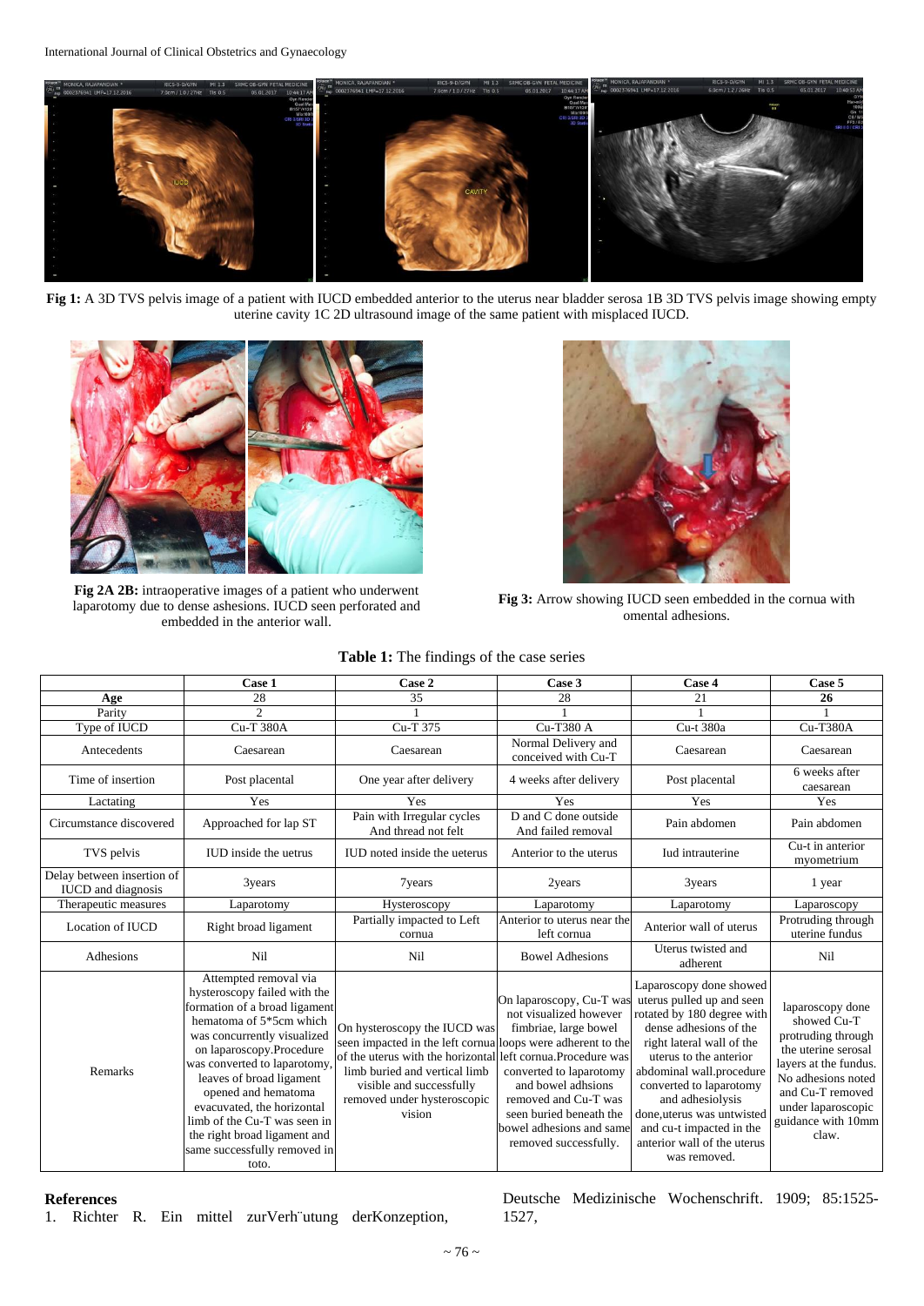**Fig 1:** A 3D TVS pelvis image of a patient with IUCD embedded anterior to the uterus near bladder serosa 1B 3D TVS pelvis image showing empty uterine cavity 1C 2D ultrasound image of the same patient with misplaced IUCD.

**Fig 2A 2B:** intraoperative images of a patient who underwent laparotomy due to dense ashesions. IUCD seen perforated and embedded in the anterior wall.

**Fig 3:** Arrow showing IUCD seen embedded in the cornua with omental adhesions.

**Table 1:** The findings of the case series

| | Case 1 | Case 2 | Case 3 | Case 4 | Case 5 |
|---|---|---|---|---|---|
| **Age** | 28 | 35 | 28 | 21 | **26** |
| Parity | 2 | 1 | 1 | 1 | 1 |
| Type of IUCD | Cu-T 380A | Cu-T 375 | Cu-T380 A | Cu-t 380a | Cu-T380A |
| Antecedents | Caesarean | Caesarean | Normal Delivery and conceived with Cu-T | Caesarean | Caesarean |
| Time of insertion | Post placental | One year after delivery | 4 weeks after delivery | Post placental | 6 weeks after caesarean |
| Lactating | Yes | Yes | Yes | Yes | Yes |
| Circumstance discovered | Approached for lap ST | Pain with Irregular cycles And thread not felt | D and C done outside And failed removal | Pain abdomen | Pain abdomen |
| TVS pelvis | IUD inside the uetrus | IUD noted inside the ueterus | Anterior to the uterus | Iud intrauterine | Cu-t in anterior myometrium |
| Delay between insertion of IUCD and diagnosis | 3years | 7years | 2years | 3years | 1 year |
| Therapeutic measures | Laparotomy | Hysteroscopy | Laparotomy | Laparotomy | Laparoscopy |
| Location of IUCD | Right broad ligament | Partially impacted to Left cornua | Anterior to uterus near the left cornua | Anterior wall of uterus | Protruding through uterine fundus |
| Adhesions | Nil | Nil | Bowel Adhesions | Uterus twisted and adherent | Nil |
| Remarks | Attempted removal via hysteroscopy failed with the formation of a broad ligament hematoma of 5*5cm which was concurrently visualized on laparoscopy.Procedure was converted to laparotomy, leaves of broad ligament opened and hematoma evacuvated, the horizontal limb of the Cu-T was seen in the right broad ligament and same successfully removed in toto. | On hysteroscopy the IUCD was seen impacted in the left cornua of the uterus with the horizontal limb buried and vertical limb visible and successfully removed under hysteroscopic vision | On laparoscopy, Cu-T was not visualized however fimbriae, large bowel loops were adherent to the left cornua.Procedure was converted to laparotomy and bowel adhsions removed and Cu-T was seen buried beneath the bowel adhesions and same removed successfully. | Laparoscopy done showed uterus pulled up and seen rotated by 180 degree with dense adhesions of the right lateral wall of the uterus to the anterior abdominal wall.procedure converted to laparotomy and adhesiolysis done,uterus was untwisted and cu-t impacted in the anterior wall of the uterus was removed. | laparoscopy done showed Cu-T protruding through the uterine serosal layers at the fundus. No adhesions noted and Cu-T removed under laparoscopic guidance with 10mm claw. |

## References

1. Richter R. Ein mittel zurVerh¨utung derKonzeption, Deutsche Medizinische Wochenschrift. 1909; 85:1525-1527,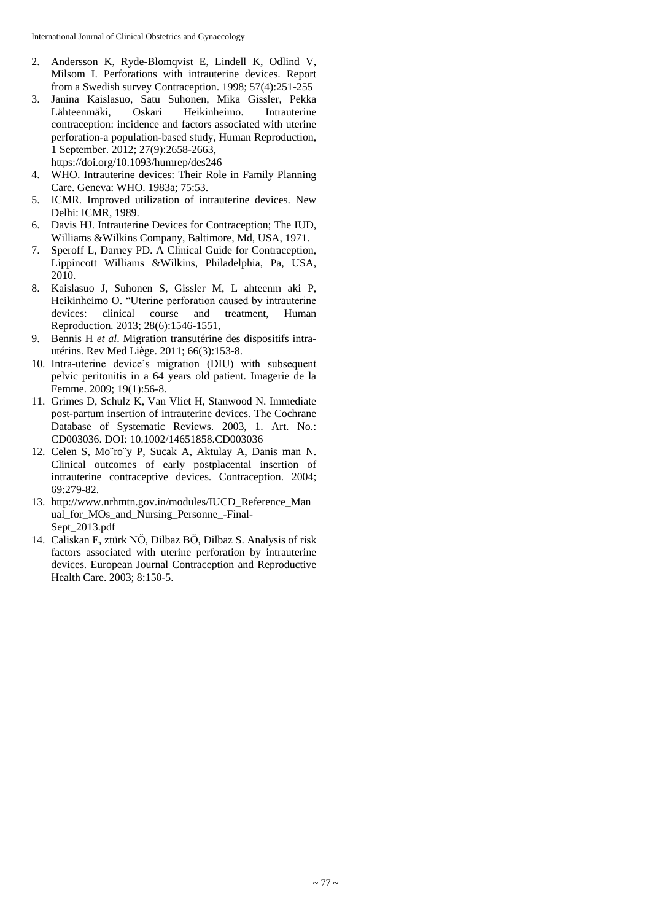2. Andersson K, Ryde-Blomqvist E, Lindell K, Odlind V, Milsom I. Perforations with intrauterine devices. Report from a Swedish survey Contraception. 1998; 57(4):251-255
3. Janina Kaislasuo, Satu Suhonen, Mika Gissler, Pekka Lähteenmäki, Oskari Heikinheimo. Intrauterine contraception: incidence and factors associated with uterine perforation-a population-based study, Human Reproduction, 1 September. 2012; 27(9):2658-2663, https://doi.org/10.1093/humrep/des246
4. WHO. Intrauterine devices: Their Role in Family Planning Care. Geneva: WHO. 1983a; 75:53.
5. ICMR. Improved utilization of intrauterine devices. New Delhi: ICMR, 1989.
6. Davis HJ. Intrauterine Devices for Contraception; The IUD, Williams &Wilkins Company, Baltimore, Md, USA, 1971.
7. Speroff L, Darney PD. A Clinical Guide for Contraception, Lippincott Williams &Wilkins, Philadelphia, Pa, USA, 2010.
8. Kaislasuo J, Suhonen S, Gissler M, L ahteenm aki P, Heikinheimo O. "Uterine perforation caused by intrauterine devices: clinical course and treatment, Human Reproduction. 2013; 28(6):1546-1551,
9. Bennis H *et al*. Migration transutérine des dispositifs intra-utérins. Rev Med Liège. 2011; 66(3):153-8.
10. Intra-uterine device's migration (DIU) with subsequent pelvic peritonitis in a 64 years old patient. Imagerie de la Femme. 2009; 19(1):56-8.
11. Grimes D, Schulz K, Van Vliet H, Stanwood N. Immediate post-partum insertion of intrauterine devices. The Cochrane Database of Systematic Reviews. 2003, 1. Art. No.: CD003036. DOI: 10.1002/14651858.CD003036
12. Celen S, Mo¨ro¨y P, Sucak A, Aktulay A, Danis man N. Clinical outcomes of early postplacental insertion of intrauterine contraceptive devices. Contraception. 2004; 69:279-82.
13. http://www.nrhmtn.gov.in/modules/IUCD_Reference_Manual_for_MOs_and_Nursing_Personne_-Final-Sept_2013.pdf
14. Caliskan E, ztürk NÖ, Dilbaz BÖ, Dilbaz S. Analysis of risk factors associated with uterine perforation by intrauterine devices. European Journal Contraception and Reproductive Health Care. 2003; 8:150-5.